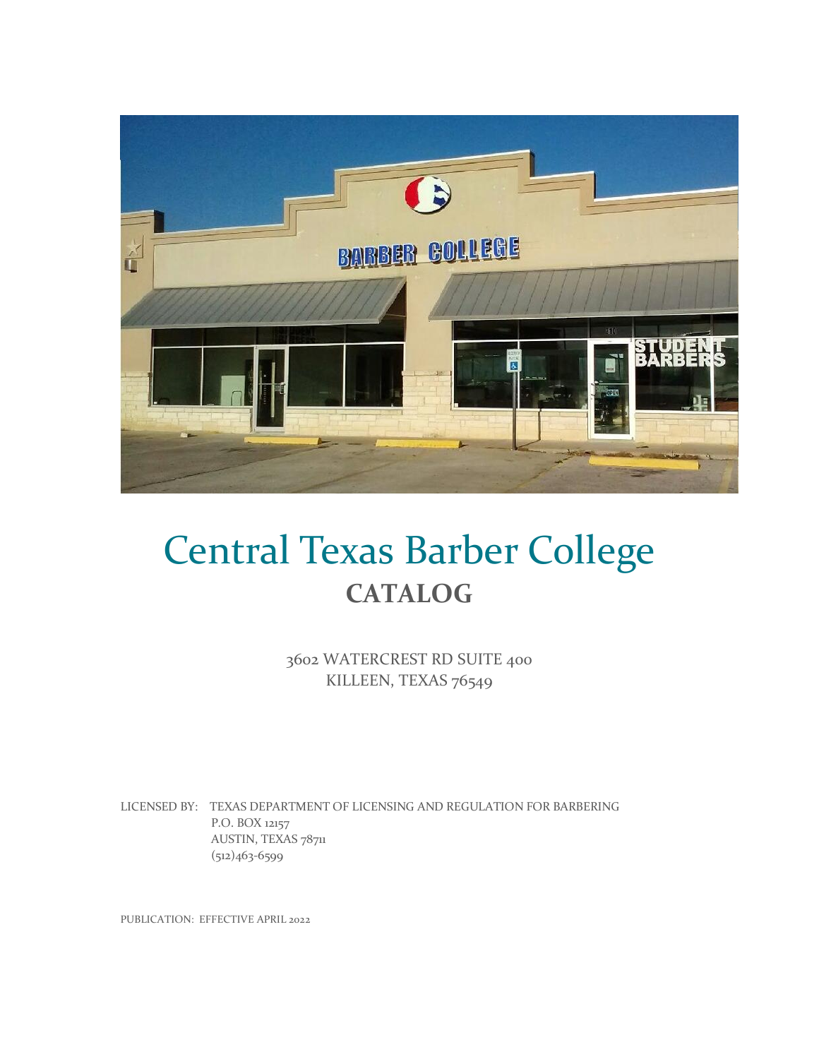# Central Texas Barber College

## CATALOG

3602 WATERCREST RD SUITE 400
KILLEEN, TEXAS 76549

LICENSED BY: TEXAS DEPARTMENT OF LICENSING AND REGULATION FOR BARBERING
P.O. BOX 12157
AUSTIN, TEXAS 78711
(512)463-6599

PUBLICATION: EFFECTIVE APRIL 2022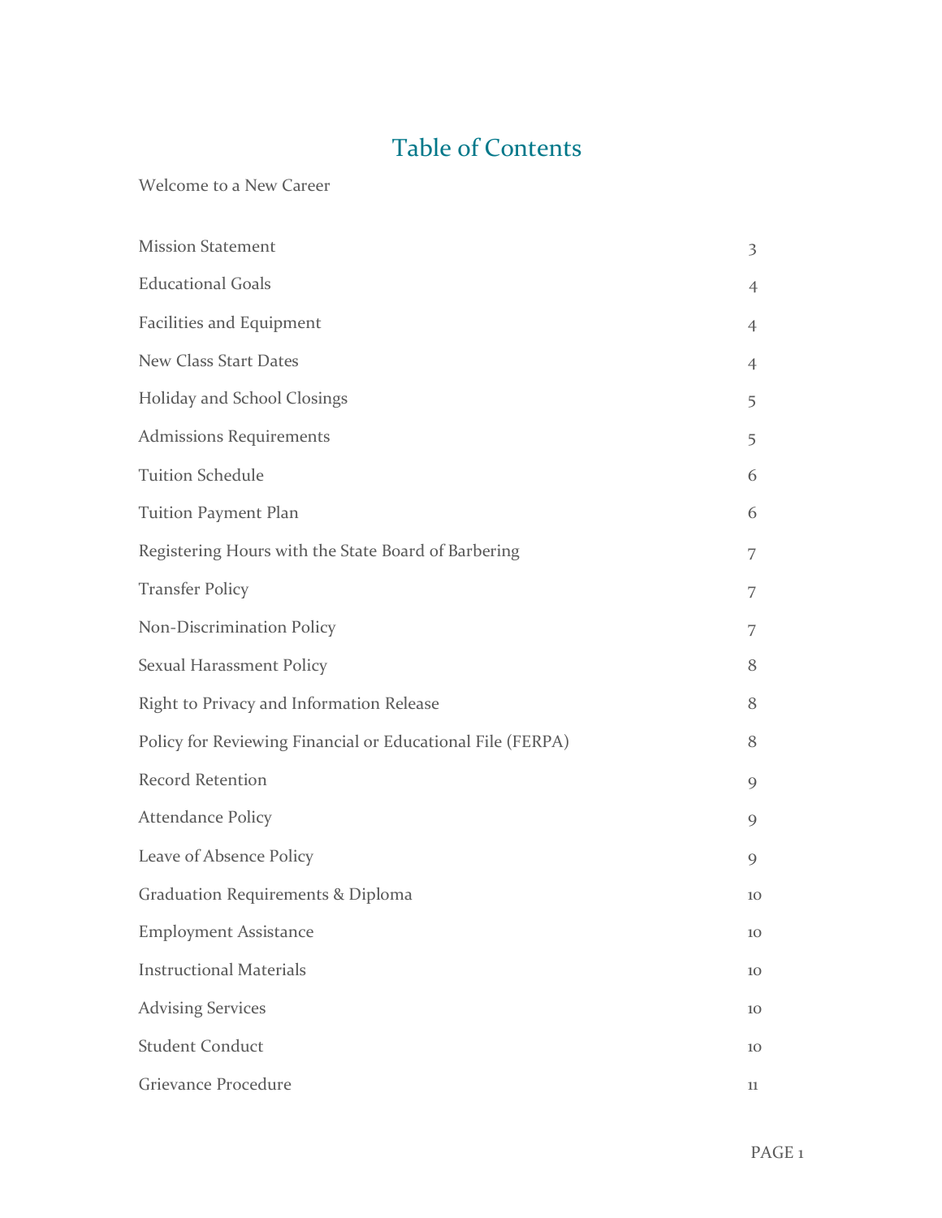# Table of Contents

Welcome to a New Career

| | |
|---|---|
| Mission Statement | 3 |
| Educational Goals | 4 |
| Facilities and Equipment | 4 |
| New Class Start Dates | 4 |
| Holiday and School Closings | 5 |
| Admissions Requirements | 5 |
| Tuition Schedule | 6 |
| Tuition Payment Plan | 6 |
| Registering Hours with the State Board of Barbering | 7 |
| Transfer Policy | 7 |
| Non-Discrimination Policy | 7 |
| Sexual Harassment Policy | 8 |
| Right to Privacy and Information Release | 8 |
| Policy for Reviewing Financial or Educational File (FERPA) | 8 |
| Record Retention | 9 |
| Attendance Policy | 9 |
| Leave of Absence Policy | 9 |
| Graduation Requirements & Diploma | 10 |
| Employment Assistance | 10 |
| Instructional Materials | 10 |
| Advising Services | 10 |
| Student Conduct | 10 |
| Grievance Procedure | 11 |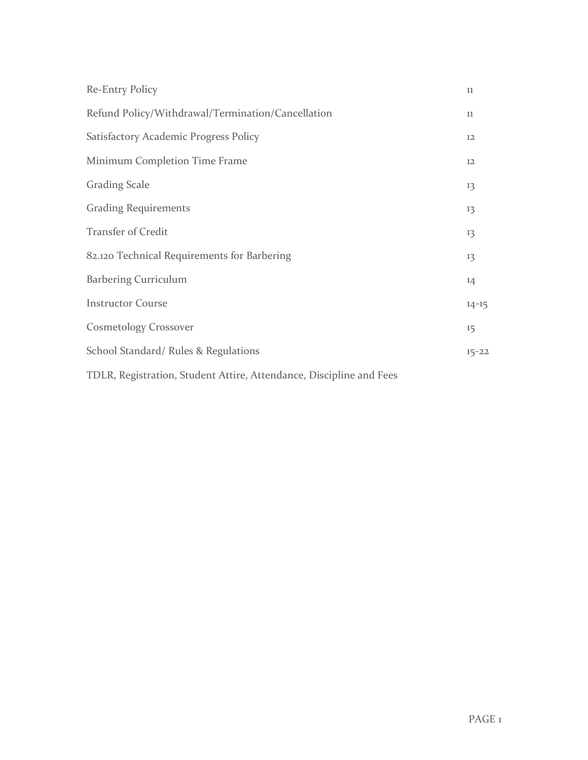| | |
|---|---|
| Re-Entry Policy | 11 |
| Refund Policy/Withdrawal/Termination/Cancellation | 11 |
| Satisfactory Academic Progress Policy | 12 |
| Minimum Completion Time Frame | 12 |
| Grading Scale | 13 |
| Grading Requirements | 13 |
| Transfer of Credit | 13 |
| 82.120 Technical Requirements for Barbering | 13 |
| Barbering Curriculum | 14 |
| Instructor Course | 14-15 |
| Cosmetology Crossover | 15 |
| School Standard/ Rules & Regulations | 15-22 |
| TDLR, Registration, Student Attire, Attendance, Discipline and Fees | |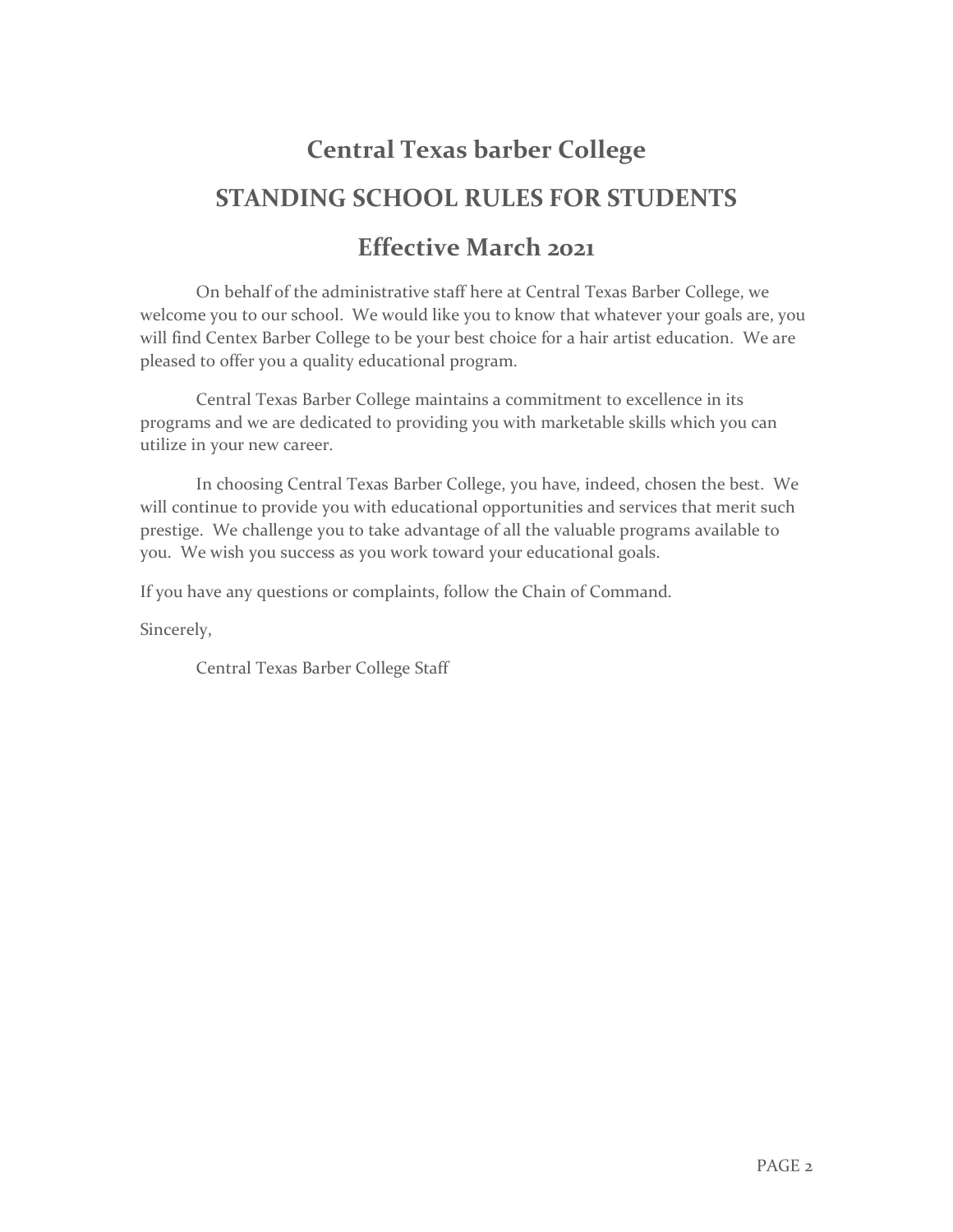# Central Texas barber College

## STANDING SCHOOL RULES FOR STUDENTS

## Effective March 2021

On behalf of the administrative staff here at Central Texas Barber College, we welcome you to our school. We would like you to know that whatever your goals are, you will find Centex Barber College to be your best choice for a hair artist education. We are pleased to offer you a quality educational program.

Central Texas Barber College maintains a commitment to excellence in its programs and we are dedicated to providing you with marketable skills which you can utilize in your new career.

In choosing Central Texas Barber College, you have, indeed, chosen the best. We will continue to provide you with educational opportunities and services that merit such prestige. We challenge you to take advantage of all the valuable programs available to you. We wish you success as you work toward your educational goals.

If you have any questions or complaints, follow the Chain of Command.

Sincerely,

Central Texas Barber College Staff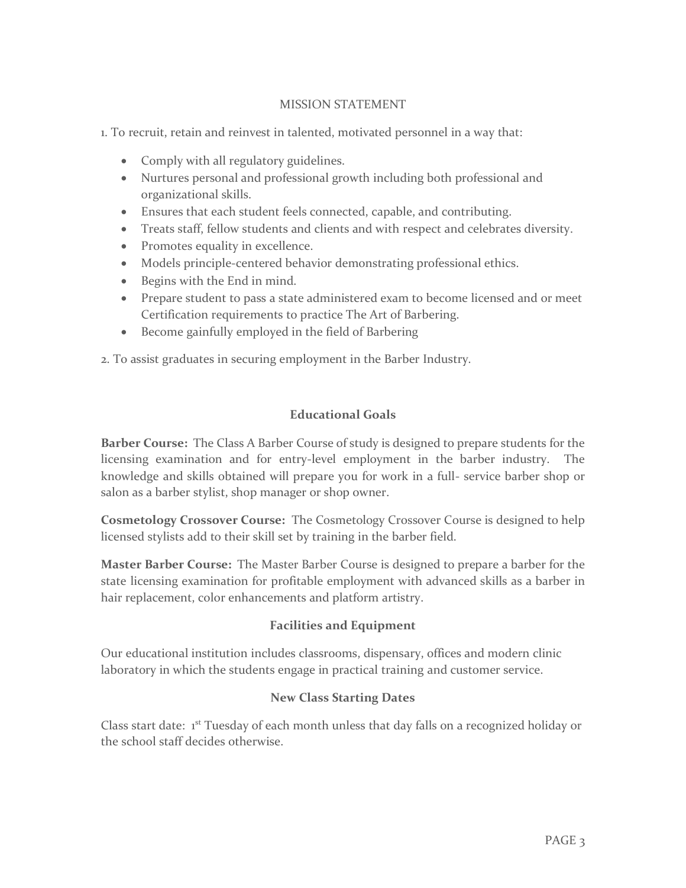## MISSION STATEMENT

1. To recruit, retain and reinvest in talented, motivated personnel in a way that:

- Comply with all regulatory guidelines.
- Nurtures personal and professional growth including both professional and organizational skills.
- Ensures that each student feels connected, capable, and contributing.
- Treats staff, fellow students and clients and with respect and celebrates diversity.
- Promotes equality in excellence.
- Models principle-centered behavior demonstrating professional ethics.
- Begins with the End in mind.
- Prepare student to pass a state administered exam to become licensed and or meet Certification requirements to practice The Art of Barbering.
- Become gainfully employed in the field of Barbering

2. To assist graduates in securing employment in the Barber Industry.

## Educational Goals

**Barber Course:** The Class A Barber Course of study is designed to prepare students for the licensing examination and for entry-level employment in the barber industry. The knowledge and skills obtained will prepare you for work in a full- service barber shop or salon as a barber stylist, shop manager or shop owner.

**Cosmetology Crossover Course:** The Cosmetology Crossover Course is designed to help licensed stylists add to their skill set by training in the barber field.

**Master Barber Course:** The Master Barber Course is designed to prepare a barber for the state licensing examination for profitable employment with advanced skills as a barber in hair replacement, color enhancements and platform artistry.

## Facilities and Equipment

Our educational institution includes classrooms, dispensary, offices and modern clinic laboratory in which the students engage in practical training and customer service.

## New Class Starting Dates

Class start date: 1st Tuesday of each month unless that day falls on a recognized holiday or the school staff decides otherwise.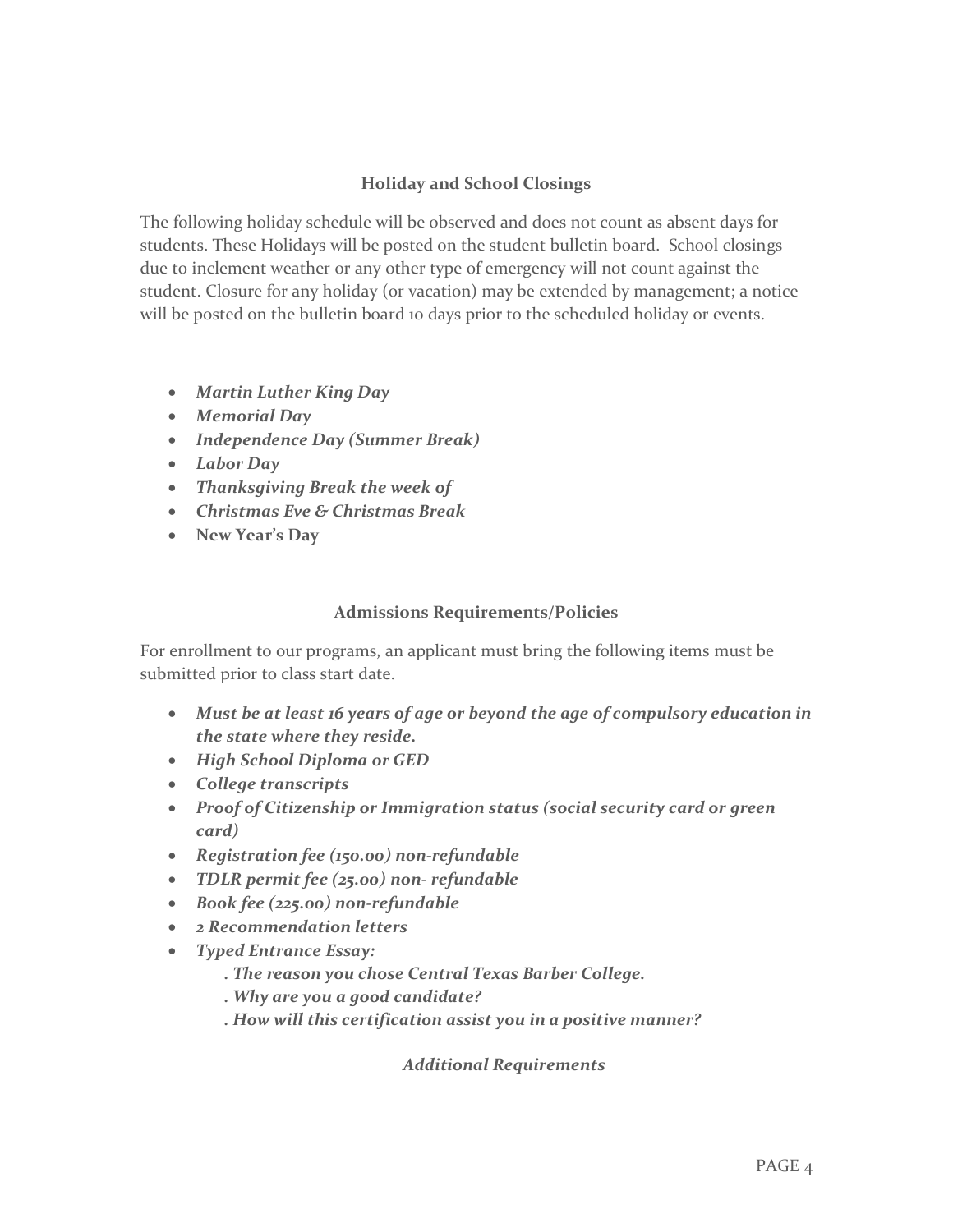## Holiday and School Closings

The following holiday schedule will be observed and does not count as absent days for students. These Holidays will be posted on the student bulletin board. School closings due to inclement weather or any other type of emergency will not count against the student. Closure for any holiday (or vacation) may be extended by management; a notice will be posted on the bulletin board 10 days prior to the scheduled holiday or events.

- ***Martin Luther King Day***
- ***Memorial Day***
- ***Independence Day (Summer Break)***
- ***Labor Day***
- ***Thanksgiving Break the week of***
- ***Christmas Eve & Christmas Break***
- **New Year's Day**

## Admissions Requirements/Policies

For enrollment to our programs, an applicant must bring the following items must be submitted prior to class start date.

- ***Must be at least 16 years of age or beyond the age of compulsory education in the state where they reside.***
- ***High School Diploma or GED***
- ***College transcripts***
- ***Proof of Citizenship or Immigration status (social security card or green card)***
- ***Registration fee (150.00) non-refundable***
- ***TDLR permit fee (25.00) non- refundable***
- ***Book fee (225.00) non-refundable***
- ***2 Recommendation letters***
- ***Typed Entrance Essay:***
  - ***. The reason you chose Central Texas Barber College.***
  - ***. Why are you a good candidate?***
  - ***. How will this certification assist you in a positive manner?***

### *Additional Requirements*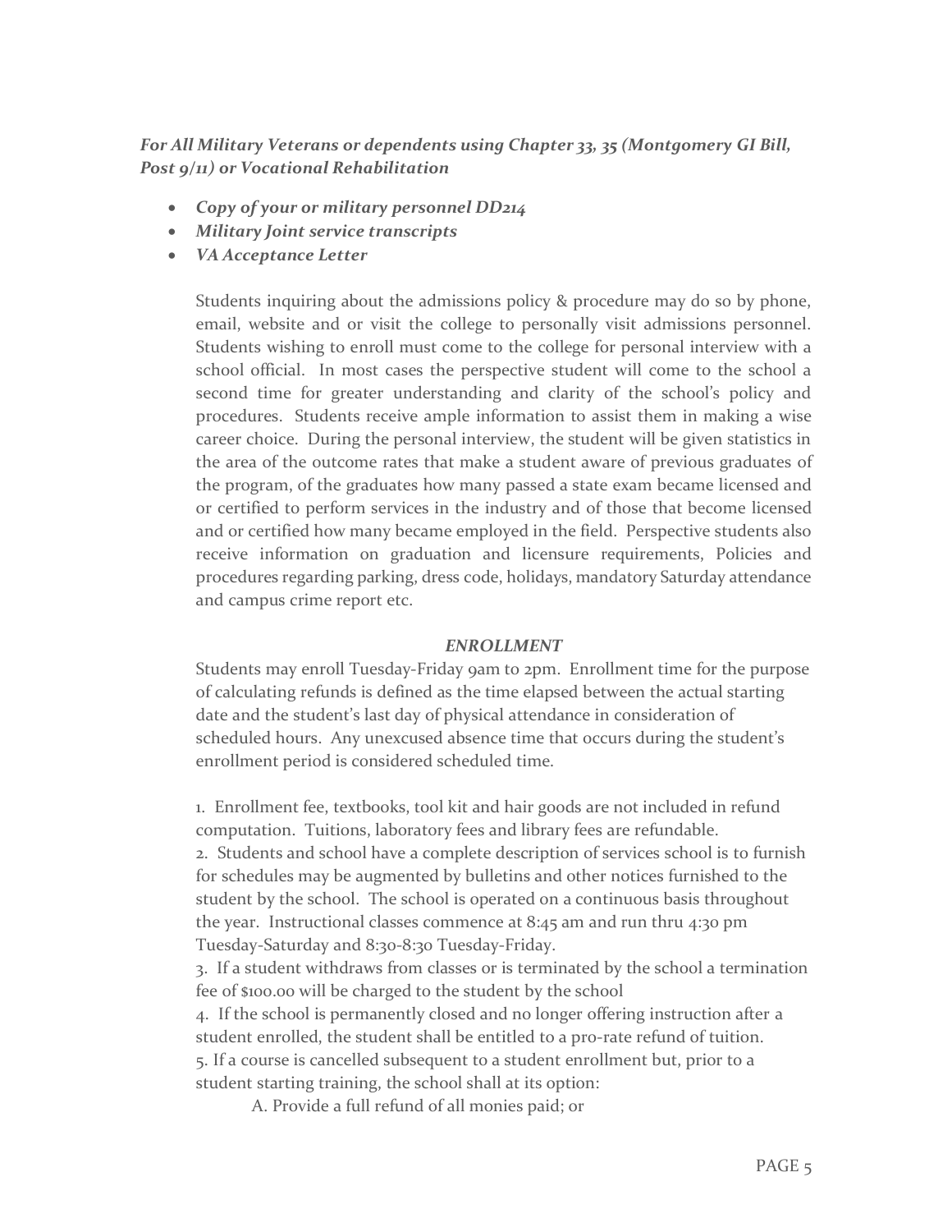***For All Military Veterans or dependents using Chapter 33, 35 (Montgomery GI Bill, Post 9/11) or Vocational Rehabilitation***

- ***Copy of your or military personnel DD214***
- ***Military Joint service transcripts***
- ***VA Acceptance Letter***

Students inquiring about the admissions policy & procedure may do so by phone, email, website and or visit the college to personally visit admissions personnel. Students wishing to enroll must come to the college for personal interview with a school official. In most cases the perspective student will come to the school a second time for greater understanding and clarity of the school's policy and procedures. Students receive ample information to assist them in making a wise career choice. During the personal interview, the student will be given statistics in the area of the outcome rates that make a student aware of previous graduates of the program, of the graduates how many passed a state exam became licensed and or certified to perform services in the industry and of those that become licensed and or certified how many became employed in the field. Perspective students also receive information on graduation and licensure requirements, Policies and procedures regarding parking, dress code, holidays, mandatory Saturday attendance and campus crime report etc.

***ENROLLMENT***

Students may enroll Tuesday-Friday 9am to 2pm. Enrollment time for the purpose of calculating refunds is defined as the time elapsed between the actual starting date and the student's last day of physical attendance in consideration of scheduled hours. Any unexcused absence time that occurs during the student's enrollment period is considered scheduled time.

1. Enrollment fee, textbooks, tool kit and hair goods are not included in refund computation. Tuitions, laboratory fees and library fees are refundable.
2. Students and school have a complete description of services school is to furnish for schedules may be augmented by bulletins and other notices furnished to the student by the school. The school is operated on a continuous basis throughout the year. Instructional classes commence at 8:45 am and run thru 4:30 pm Tuesday-Saturday and 8:30-8:30 Tuesday-Friday.
3. If a student withdraws from classes or is terminated by the school a termination fee of $100.00 will be charged to the student by the school
4. If the school is permanently closed and no longer offering instruction after a student enrolled, the student shall be entitled to a pro-rate refund of tuition.
5. If a course is cancelled subsequent to a student enrollment but, prior to a student starting training, the school shall at its option:

    A. Provide a full refund of all monies paid; or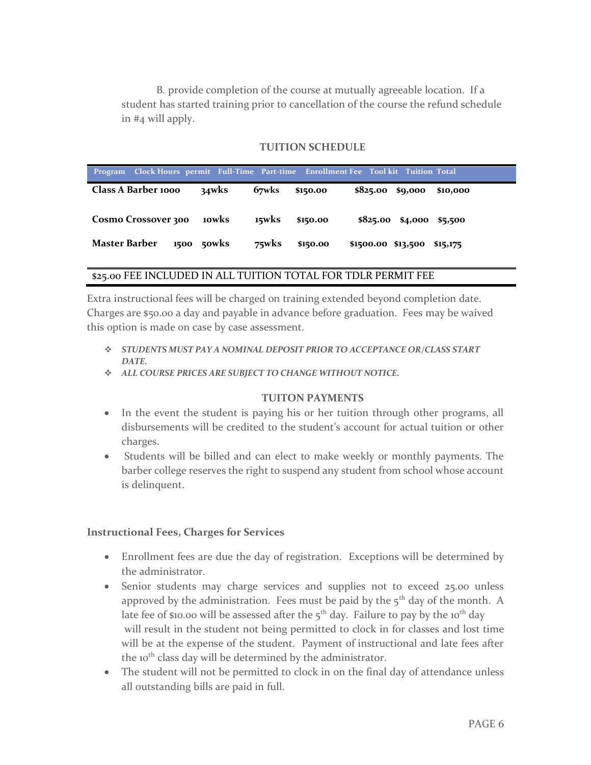B. provide completion of the course at mutually agreeable location. If a student has started training prior to cancellation of the course the refund schedule in #4 will apply.

### TUITION SCHEDULE

| Program | Clock Hours | permit | Full-Time | Part-time | Enrollment Fee | Tool kit | Tuition | Total |
|---|---|---|---|---|---|---|---|---|
| **Class A Barber** | **1000** | | **34wks** | **67wks** | **$150.00** | **$825.00** | **$9,000** | **$10,000** |
| **Cosmo Crossover** | **300** | | **10wks** | **15wks** | **$150.00** | **$825.00** | **$4,000** | **$5,500** |
| **Master Barber** | **1500** | | **50wks** | **75wks** | **$150.00** | **$1500.00** | **$13,500** | **$15,175** |

$25.00 FEE INCLUDED IN ALL TUITION TOTAL FOR TDLR PERMIT FEE

Extra instructional fees will be charged on training extended beyond completion date. Charges are $50.00 a day and payable in advance before graduation. Fees may be waived this option is made on case by case assessment.

- ***STUDENTS MUST PAY A NOMINAL DEPOSIT PRIOR TO ACCEPTANCE OR/CLASS START DATE.***
- ***ALL COURSE PRICES ARE SUBJECT TO CHANGE WITHOUT NOTICE.***

### TUITON PAYMENTS

- In the event the student is paying his or her tuition through other programs, all disbursements will be credited to the student's account for actual tuition or other charges.
- Students will be billed and can elect to make weekly or monthly payments. The barber college reserves the right to suspend any student from school whose account is delinquent.

### Instructional Fees, Charges for Services

- Enrollment fees are due the day of registration. Exceptions will be determined by the administrator.
- Senior students may charge services and supplies not to exceed 25.00 unless approved by the administration. Fees must be paid by the 5th day of the month. A late fee of $10.00 will be assessed after the 5th day. Failure to pay by the 10th day will result in the student not being permitted to clock in for classes and lost time will be at the expense of the student. Payment of instructional and late fees after the 10th class day will be determined by the administrator.
- The student will not be permitted to clock in on the final day of attendance unless all outstanding bills are paid in full.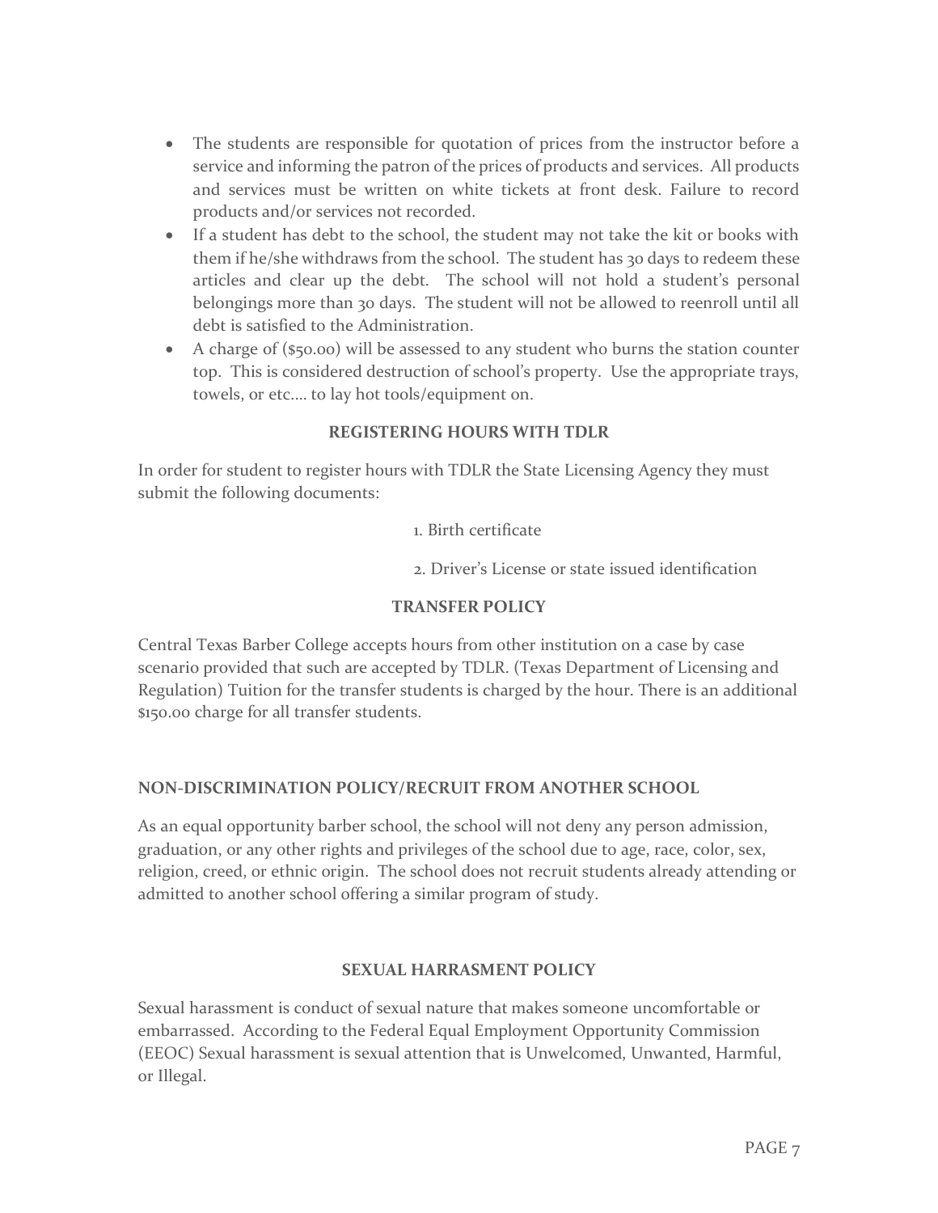- The students are responsible for quotation of prices from the instructor before a service and informing the patron of the prices of products and services. All products and services must be written on white tickets at front desk. Failure to record products and/or services not recorded.
- If a student has debt to the school, the student may not take the kit or books with them if he/she withdraws from the school. The student has 30 days to redeem these articles and clear up the debt. The school will not hold a student's personal belongings more than 30 days. The student will not be allowed to reenroll until all debt is satisfied to the Administration.
- A charge of ($50.00) will be assessed to any student who burns the station counter top. This is considered destruction of school's property. Use the appropriate trays, towels, or etc.... to lay hot tools/equipment on.

## REGISTERING HOURS WITH TDLR

In order for student to register hours with TDLR the State Licensing Agency they must submit the following documents:

1. Birth certificate
2. Driver's License or state issued identification

## TRANSFER POLICY

Central Texas Barber College accepts hours from other institution on a case by case scenario provided that such are accepted by TDLR. (Texas Department of Licensing and Regulation) Tuition for the transfer students is charged by the hour. There is an additional $150.00 charge for all transfer students.

## NON-DISCRIMINATION POLICY/RECRUIT FROM ANOTHER SCHOOL

As an equal opportunity barber school, the school will not deny any person admission, graduation, or any other rights and privileges of the school due to age, race, color, sex, religion, creed, or ethnic origin. The school does not recruit students already attending or admitted to another school offering a similar program of study.

## SEXUAL HARRASMENT POLICY

Sexual harassment is conduct of sexual nature that makes someone uncomfortable or embarrassed. According to the Federal Equal Employment Opportunity Commission (EEOC) Sexual harassment is sexual attention that is Unwelcomed, Unwanted, Harmful, or Illegal.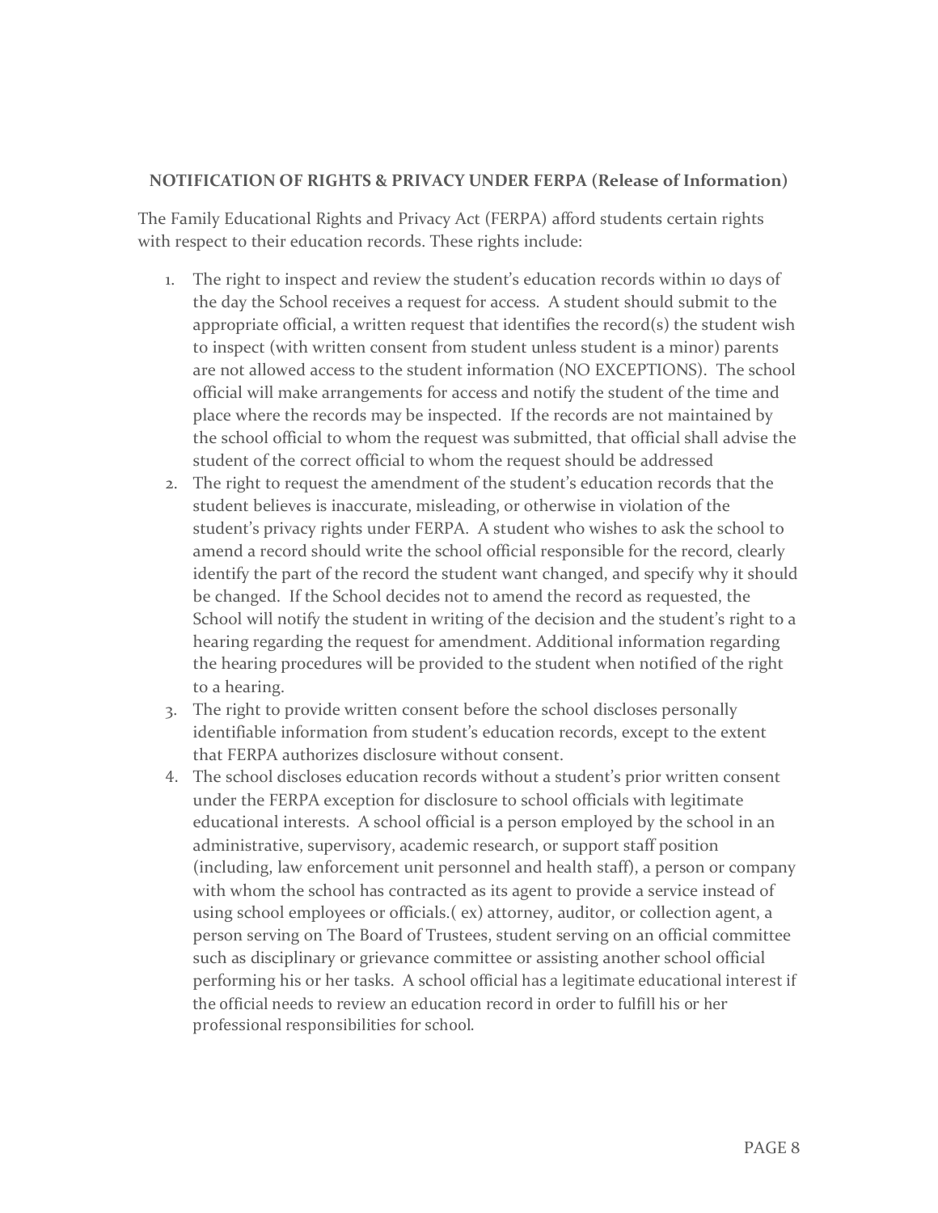**NOTIFICATION OF RIGHTS & PRIVACY UNDER FERPA (Release of Information)**

The Family Educational Rights and Privacy Act (FERPA) afford students certain rights with respect to their education records. These rights include:

1. The right to inspect and review the student's education records within 10 days of the day the School receives a request for access. A student should submit to the appropriate official, a written request that identifies the record(s) the student wish to inspect (with written consent from student unless student is a minor) parents are not allowed access to the student information (NO EXCEPTIONS). The school official will make arrangements for access and notify the student of the time and place where the records may be inspected. If the records are not maintained by the school official to whom the request was submitted, that official shall advise the student of the correct official to whom the request should be addressed
2. The right to request the amendment of the student's education records that the student believes is inaccurate, misleading, or otherwise in violation of the student's privacy rights under FERPA. A student who wishes to ask the school to amend a record should write the school official responsible for the record, clearly identify the part of the record the student want changed, and specify why it should be changed. If the School decides not to amend the record as requested, the School will notify the student in writing of the decision and the student's right to a hearing regarding the request for amendment. Additional information regarding the hearing procedures will be provided to the student when notified of the right to a hearing.
3. The right to provide written consent before the school discloses personally identifiable information from student's education records, except to the extent that FERPA authorizes disclosure without consent.
4. The school discloses education records without a student's prior written consent under the FERPA exception for disclosure to school officials with legitimate educational interests. A school official is a person employed by the school in an administrative, supervisory, academic research, or support staff position (including, law enforcement unit personnel and health staff), a person or company with whom the school has contracted as its agent to provide a service instead of using school employees or officials.( ex) attorney, auditor, or collection agent, a person serving on The Board of Trustees, student serving on an official committee such as disciplinary or grievance committee or assisting another school official performing his or her tasks. A school official has a legitimate educational interest if the official needs to review an education record in order to fulfill his or her professional responsibilities for school.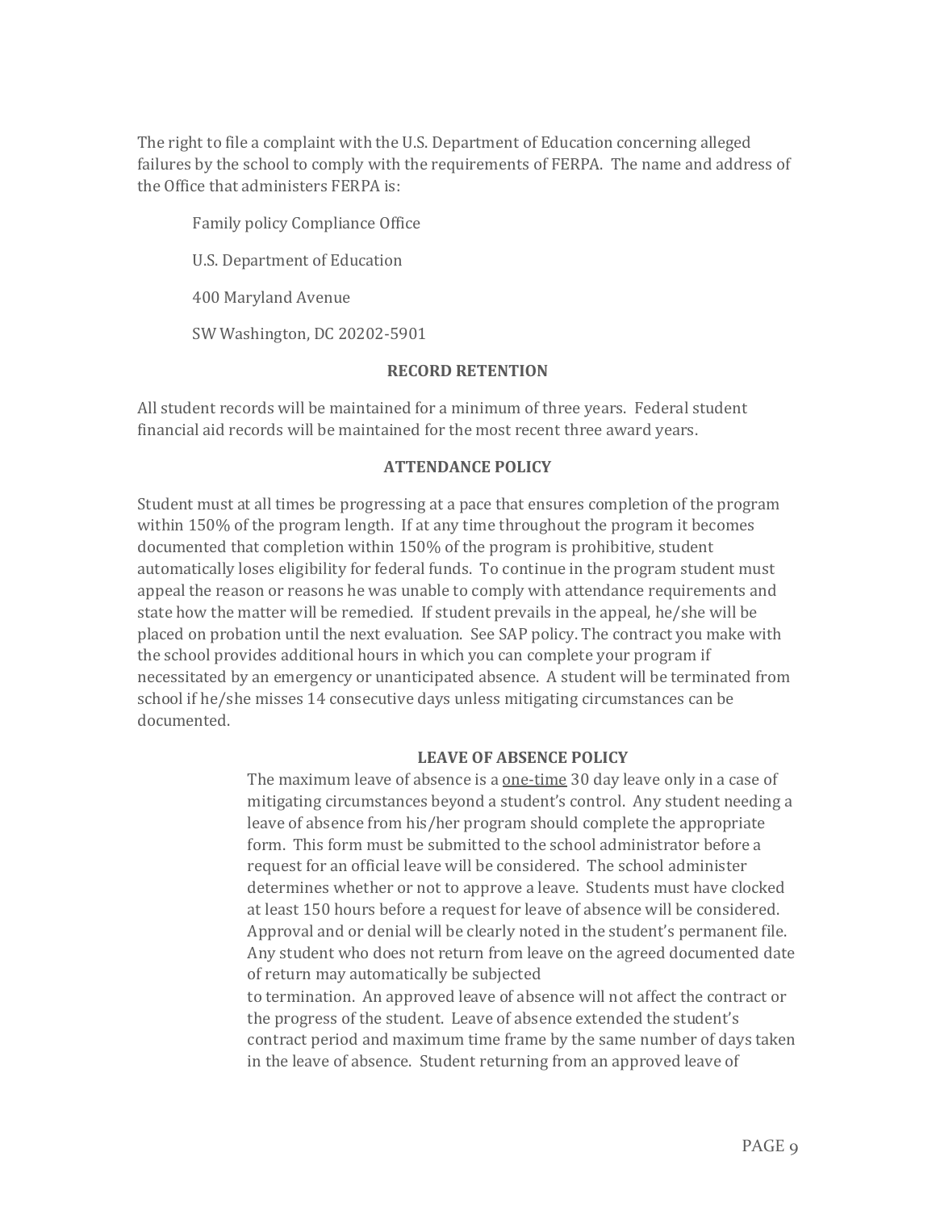The right to file a complaint with the U.S. Department of Education concerning alleged failures by the school to comply with the requirements of FERPA. The name and address of the Office that administers FERPA is:

Family policy Compliance Office

U.S. Department of Education

400 Maryland Avenue

SW Washington, DC 20202-5901

## RECORD RETENTION

All student records will be maintained for a minimum of three years. Federal student financial aid records will be maintained for the most recent three award years.

## ATTENDANCE POLICY

Student must at all times be progressing at a pace that ensures completion of the program within 150% of the program length. If at any time throughout the program it becomes documented that completion within 150% of the program is prohibitive, student automatically loses eligibility for federal funds. To continue in the program student must appeal the reason or reasons he was unable to comply with attendance requirements and state how the matter will be remedied. If student prevails in the appeal, he/she will be placed on probation until the next evaluation. See SAP policy. The contract you make with the school provides additional hours in which you can complete your program if necessitated by an emergency or unanticipated absence. A student will be terminated from school if he/she misses 14 consecutive days unless mitigating circumstances can be documented.

## LEAVE OF ABSENCE POLICY

The maximum leave of absence is a one-time 30 day leave only in a case of mitigating circumstances beyond a student's control. Any student needing a leave of absence from his/her program should complete the appropriate form. This form must be submitted to the school administrator before a request for an official leave will be considered. The school administer determines whether or not to approve a leave. Students must have clocked at least 150 hours before a request for leave of absence will be considered. Approval and or denial will be clearly noted in the student's permanent file. Any student who does not return from leave on the agreed documented date of return may automatically be subjected to termination. An approved leave of absence will not affect the contract or the progress of the student. Leave of absence extended the student's contract period and maximum time frame by the same number of days taken in the leave of absence. Student returning from an approved leave of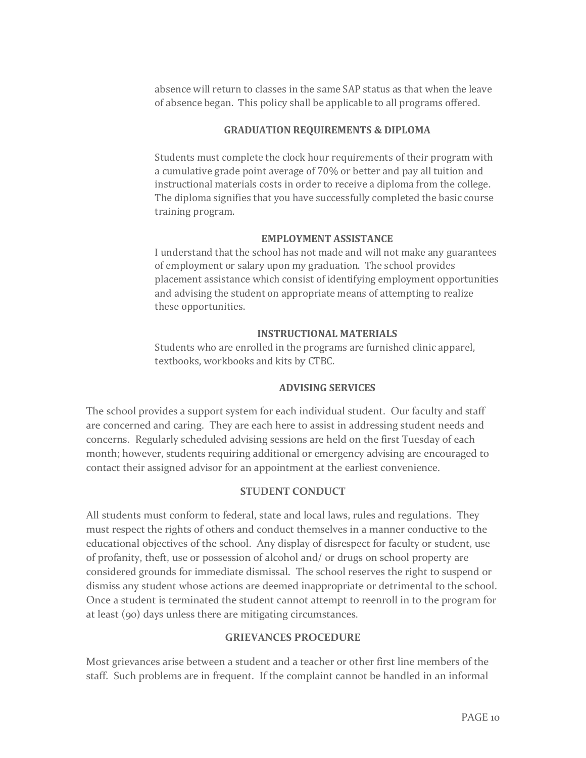absence will return to classes in the same SAP status as that when the leave of absence began. This policy shall be applicable to all programs offered.

### GRADUATION REQUIREMENTS & DIPLOMA

Students must complete the clock hour requirements of their program with a cumulative grade point average of 70% or better and pay all tuition and instructional materials costs in order to receive a diploma from the college. The diploma signifies that you have successfully completed the basic course training program.

### EMPLOYMENT ASSISTANCE

I understand that the school has not made and will not make any guarantees of employment or salary upon my graduation. The school provides placement assistance which consist of identifying employment opportunities and advising the student on appropriate means of attempting to realize these opportunities.

### INSTRUCTIONAL MATERIALS

Students who are enrolled in the programs are furnished clinic apparel, textbooks, workbooks and kits by CTBC.

### ADVISING SERVICES

The school provides a support system for each individual student. Our faculty and staff are concerned and caring. They are each here to assist in addressing student needs and concerns. Regularly scheduled advising sessions are held on the first Tuesday of each month; however, students requiring additional or emergency advising are encouraged to contact their assigned advisor for an appointment at the earliest convenience.

### STUDENT CONDUCT

All students must conform to federal, state and local laws, rules and regulations. They must respect the rights of others and conduct themselves in a manner conductive to the educational objectives of the school. Any display of disrespect for faculty or student, use of profanity, theft, use or possession of alcohol and/ or drugs on school property are considered grounds for immediate dismissal. The school reserves the right to suspend or dismiss any student whose actions are deemed inappropriate or detrimental to the school. Once a student is terminated the student cannot attempt to reenroll in to the program for at least (90) days unless there are mitigating circumstances.

### GRIEVANCES PROCEDURE

Most grievances arise between a student and a teacher or other first line members of the staff. Such problems are in frequent. If the complaint cannot be handled in an informal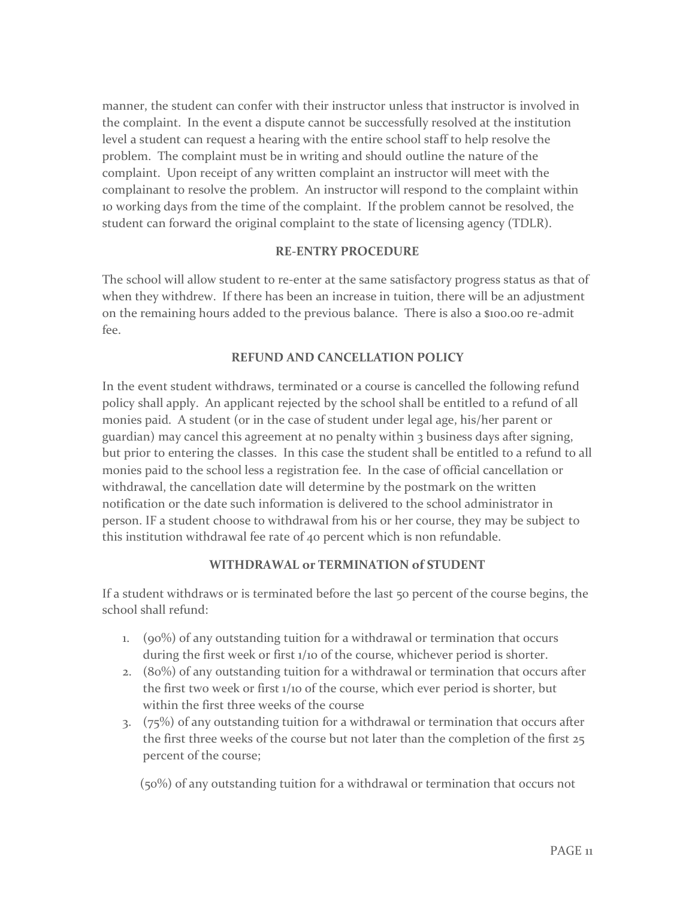manner, the student can confer with their instructor unless that instructor is involved in the complaint. In the event a dispute cannot be successfully resolved at the institution level a student can request a hearing with the entire school staff to help resolve the problem. The complaint must be in writing and should outline the nature of the complaint. Upon receipt of any written complaint an instructor will meet with the complainant to resolve the problem. An instructor will respond to the complaint within 10 working days from the time of the complaint. If the problem cannot be resolved, the student can forward the original complaint to the state of licensing agency (TDLR).

### RE-ENTRY PROCEDURE

The school will allow student to re-enter at the same satisfactory progress status as that of when they withdrew. If there has been an increase in tuition, there will be an adjustment on the remaining hours added to the previous balance. There is also a $100.00 re-admit fee.

### REFUND AND CANCELLATION POLICY

In the event student withdraws, terminated or a course is cancelled the following refund policy shall apply. An applicant rejected by the school shall be entitled to a refund of all monies paid. A student (or in the case of student under legal age, his/her parent or guardian) may cancel this agreement at no penalty within 3 business days after signing, but prior to entering the classes. In this case the student shall be entitled to a refund to all monies paid to the school less a registration fee. In the case of official cancellation or withdrawal, the cancellation date will determine by the postmark on the written notification or the date such information is delivered to the school administrator in person. IF a student choose to withdrawal from his or her course, they may be subject to this institution withdrawal fee rate of 40 percent which is non refundable.

### WITHDRAWAL or TERMINATION of STUDENT

If a student withdraws or is terminated before the last 50 percent of the course begins, the school shall refund:

1. (90%) of any outstanding tuition for a withdrawal or termination that occurs during the first week or first 1/10 of the course, whichever period is shorter.
2. (80%) of any outstanding tuition for a withdrawal or termination that occurs after the first two week or first 1/10 of the course, which ever period is shorter, but within the first three weeks of the course
3. (75%) of any outstanding tuition for a withdrawal or termination that occurs after the first three weeks of the course but not later than the completion of the first 25 percent of the course;

(50%) of any outstanding tuition for a withdrawal or termination that occurs not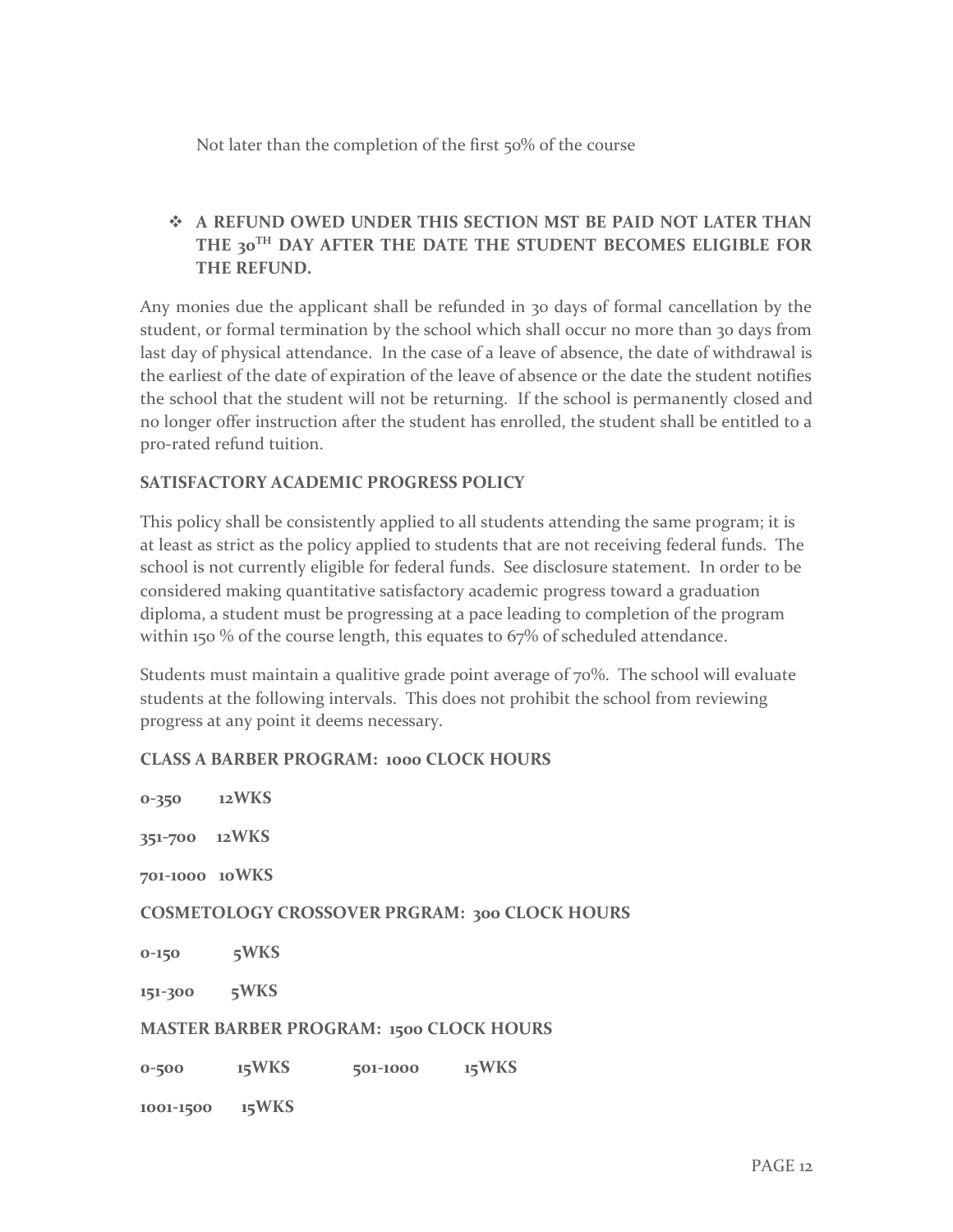Not later than the completion of the first 50% of the course

- **A REFUND OWED UNDER THIS SECTION MST BE PAID NOT LATER THAN THE 30TH DAY AFTER THE DATE THE STUDENT BECOMES ELIGIBLE FOR THE REFUND.**

Any monies due the applicant shall be refunded in 30 days of formal cancellation by the student, or formal termination by the school which shall occur no more than 30 days from last day of physical attendance. In the case of a leave of absence, the date of withdrawal is the earliest of the date of expiration of the leave of absence or the date the student notifies the school that the student will not be returning. If the school is permanently closed and no longer offer instruction after the student has enrolled, the student shall be entitled to a pro-rated refund tuition.

**SATISFACTORY ACADEMIC PROGRESS POLICY**

This policy shall be consistently applied to all students attending the same program; it is at least as strict as the policy applied to students that are not receiving federal funds. The school is not currently eligible for federal funds. See disclosure statement. In order to be considered making quantitative satisfactory academic progress toward a graduation diploma, a student must be progressing at a pace leading to completion of the program within 150 % of the course length, this equates to 67% of scheduled attendance.

Students must maintain a qualitive grade point average of 70%. The school will evaluate students at the following intervals. This does not prohibit the school from reviewing progress at any point it deems necessary.

**CLASS A BARBER PROGRAM: 1000 CLOCK HOURS**

**0-350 12WKS**

**351-700 12WKS**

**701-1000 10WKS**

**COSMETOLOGY CROSSOVER PRGRAM: 300 CLOCK HOURS**

**0-150 5WKS**

**151-300 5WKS**

**MASTER BARBER PROGRAM: 1500 CLOCK HOURS**

**0-500 15WKS 501-1000 15WKS**

**1001-1500 15WKS**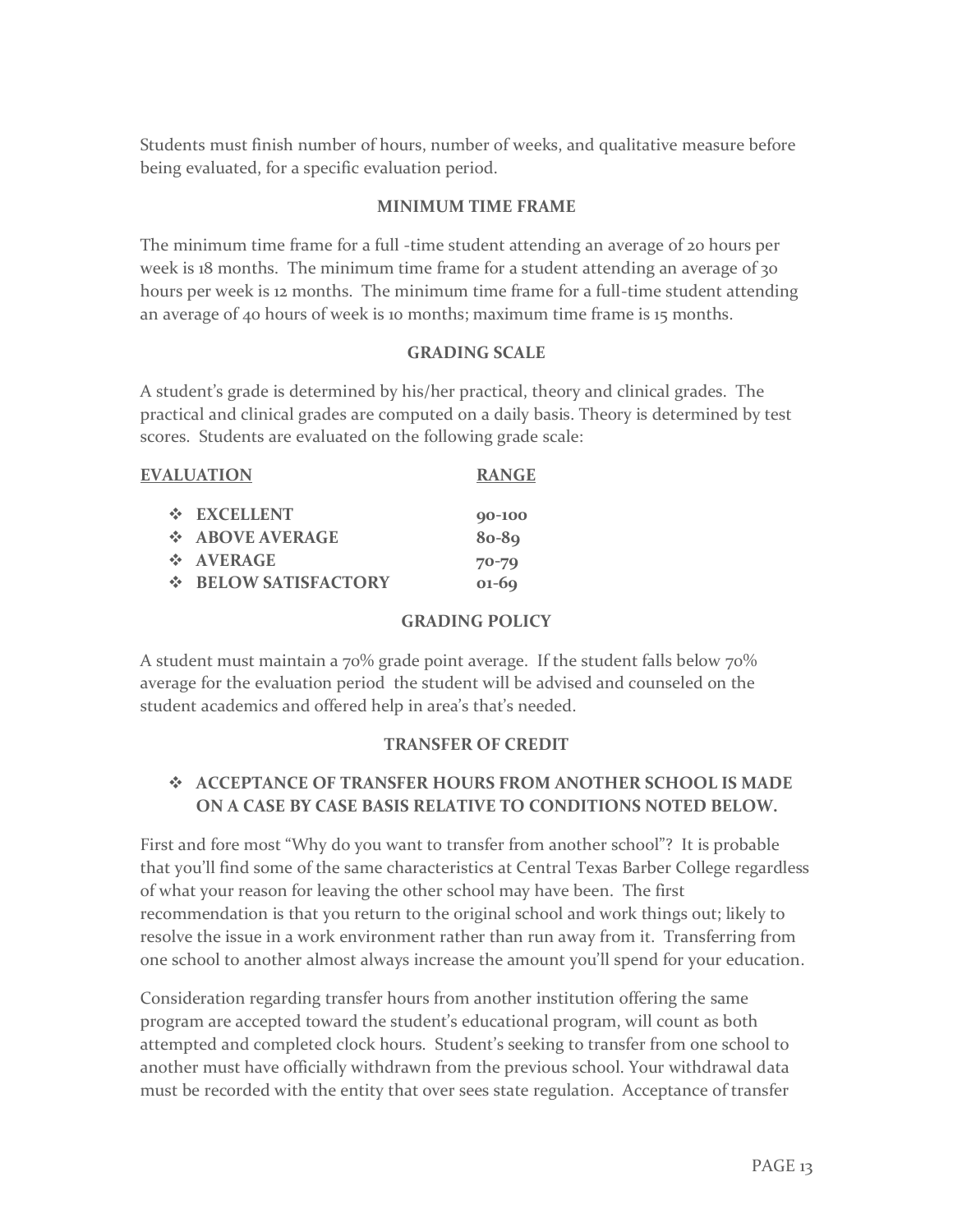Students must finish number of hours, number of weeks, and qualitative measure before being evaluated, for a specific evaluation period.

### MINIMUM TIME FRAME

The minimum time frame for a full -time student attending an average of 20 hours per week is 18 months. The minimum time frame for a student attending an average of 30 hours per week is 12 months. The minimum time frame for a full-time student attending an average of 40 hours of week is 10 months; maximum time frame is 15 months.

### GRADING SCALE

A student's grade is determined by his/her practical, theory and clinical grades. The practical and clinical grades are computed on a daily basis. Theory is determined by test scores. Students are evaluated on the following grade scale:

| EVALUATION | RANGE |
|---|---|
| ❖ EXCELLENT | 90-100 |
| ❖ ABOVE AVERAGE | 80-89 |
| ❖ AVERAGE | 70-79 |
| ❖ BELOW SATISFACTORY | 01-69 |

### GRADING POLICY

A student must maintain a 70% grade point average. If the student falls below 70% average for the evaluation period the student will be advised and counseled on the student academics and offered help in area's that's needed.

### TRANSFER OF CREDIT

- **ACCEPTANCE OF TRANSFER HOURS FROM ANOTHER SCHOOL IS MADE ON A CASE BY CASE BASIS RELATIVE TO CONDITIONS NOTED BELOW.**

First and fore most "Why do you want to transfer from another school"? It is probable that you'll find some of the same characteristics at Central Texas Barber College regardless of what your reason for leaving the other school may have been. The first recommendation is that you return to the original school and work things out; likely to resolve the issue in a work environment rather than run away from it. Transferring from one school to another almost always increase the amount you'll spend for your education.

Consideration regarding transfer hours from another institution offering the same program are accepted toward the student's educational program, will count as both attempted and completed clock hours. Student's seeking to transfer from one school to another must have officially withdrawn from the previous school. Your withdrawal data must be recorded with the entity that over sees state regulation. Acceptance of transfer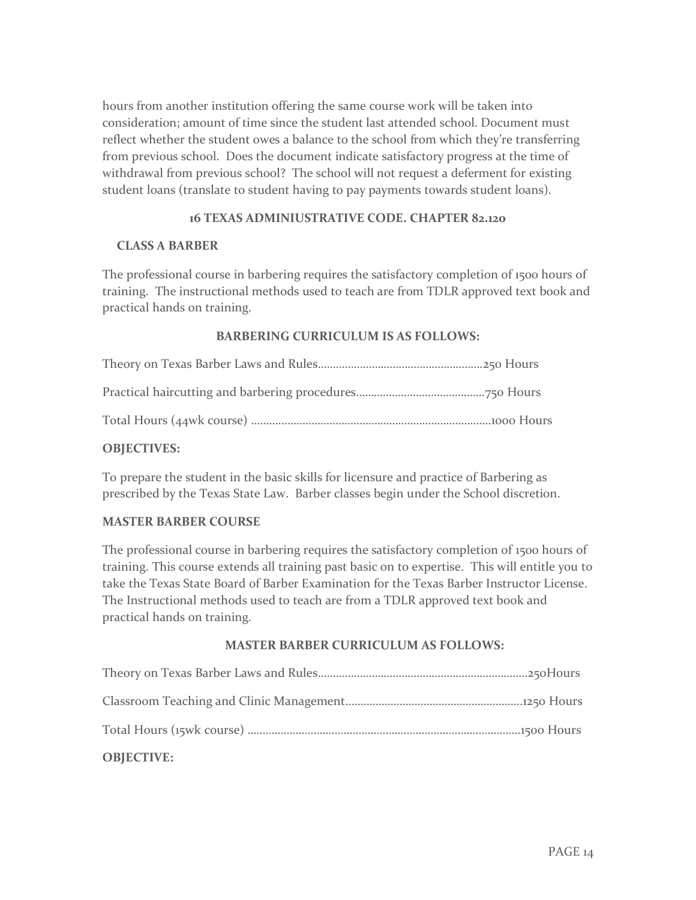hours from another institution offering the same course work will be taken into consideration; amount of time since the student last attended school. Document must reflect whether the student owes a balance to the school from which they're transferring from previous school. Does the document indicate satisfactory progress at the time of withdrawal from previous school? The school will not request a deferment for existing student loans (translate to student having to pay payments towards student loans).

**16 TEXAS ADMINIUSTRATIVE CODE. CHAPTER 82.120**

**CLASS A BARBER**

The professional course in barbering requires the satisfactory completion of 1500 hours of training. The instructional methods used to teach are from TDLR approved text book and practical hands on training.

**BARBERING CURRICULUM IS AS FOLLOWS:**

Theory on Texas Barber Laws and Rules.......................................................250 Hours

Practical haircutting and barbering procedures...........................................750 Hours

Total Hours (44wk course) ................................................................................1000 Hours

**OBJECTIVES:**

To prepare the student in the basic skills for licensure and practice of Barbering as prescribed by the Texas State Law. Barber classes begin under the School discretion.

**MASTER BARBER COURSE**

The professional course in barbering requires the satisfactory completion of 1500 hours of training. This course extends all training past basic on to expertise. This will entitle you to take the Texas State Board of Barber Examination for the Texas Barber Instructor License. The Instructional methods used to teach are from a TDLR approved text book and practical hands on training.

**MASTER BARBER CURRICULUM AS FOLLOWS:**

Theory on Texas Barber Laws and Rules......................................................................250Hours

Classroom Teaching and Clinic Management...........................................................1250 Hours

Total Hours (15wk course) ..........................................................................................1500 Hours

**OBJECTIVE:**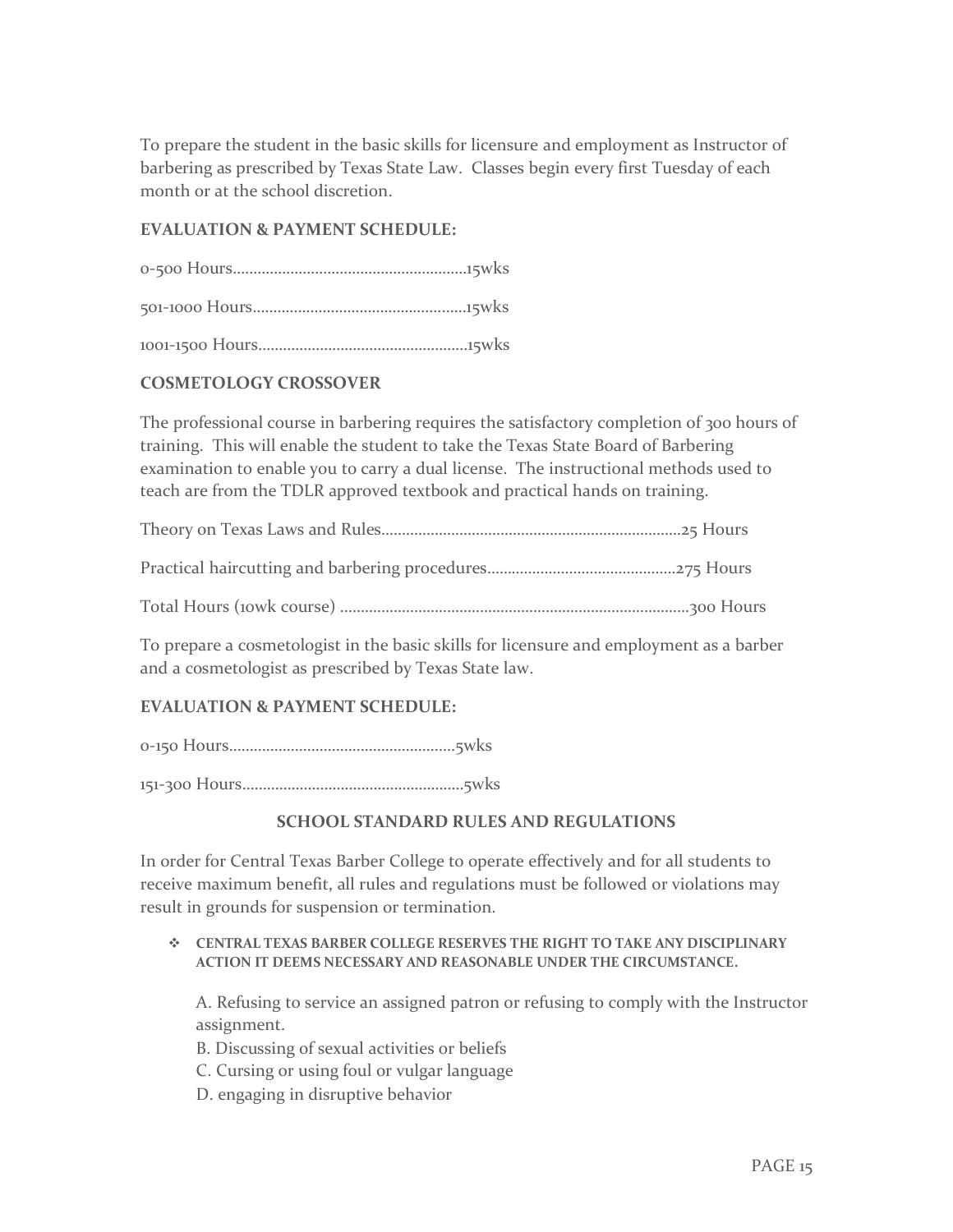To prepare the student in the basic skills for licensure and employment as Instructor of barbering as prescribed by Texas State Law. Classes begin every first Tuesday of each month or at the school discretion.

**EVALUATION & PAYMENT SCHEDULE:**

0-500 Hours……………………………………………15wks

501-1000 Hours………………………………………..15wks

1001-1500 Hours………………………………………15wks

**COSMETOLOGY CROSSOVER**

The professional course in barbering requires the satisfactory completion of 300 hours of training. This will enable the student to take the Texas State Board of Barbering examination to enable you to carry a dual license. The instructional methods used to teach are from the TDLR approved textbook and practical hands on training.

Theory on Texas Laws and Rules…………………………………………………………25 Hours

Practical haircutting and barbering procedures……………………………………275 Hours

Total Hours (10wk course) ………………………………………………………………300 Hours

To prepare a cosmetologist in the basic skills for licensure and employment as a barber and a cosmetologist as prescribed by Texas State law.

**EVALUATION & PAYMENT SCHEDULE:**

0-150 Hours…………………………………………….5wks

151-300 Hours…………………………………………..5wks

**SCHOOL STANDARD RULES AND REGULATIONS**

In order for Central Texas Barber College to operate effectively and for all students to receive maximum benefit, all rules and regulations must be followed or violations may result in grounds for suspension or termination.

- **CENTRAL TEXAS BARBER COLLEGE RESERVES THE RIGHT TO TAKE ANY DISCIPLINARY ACTION IT DEEMS NECESSARY AND REASONABLE UNDER THE CIRCUMSTANCE.**

  A. Refusing to service an assigned patron or refusing to comply with the Instructor assignment.
  B. Discussing of sexual activities or beliefs
  C. Cursing or using foul or vulgar language
  D. engaging in disruptive behavior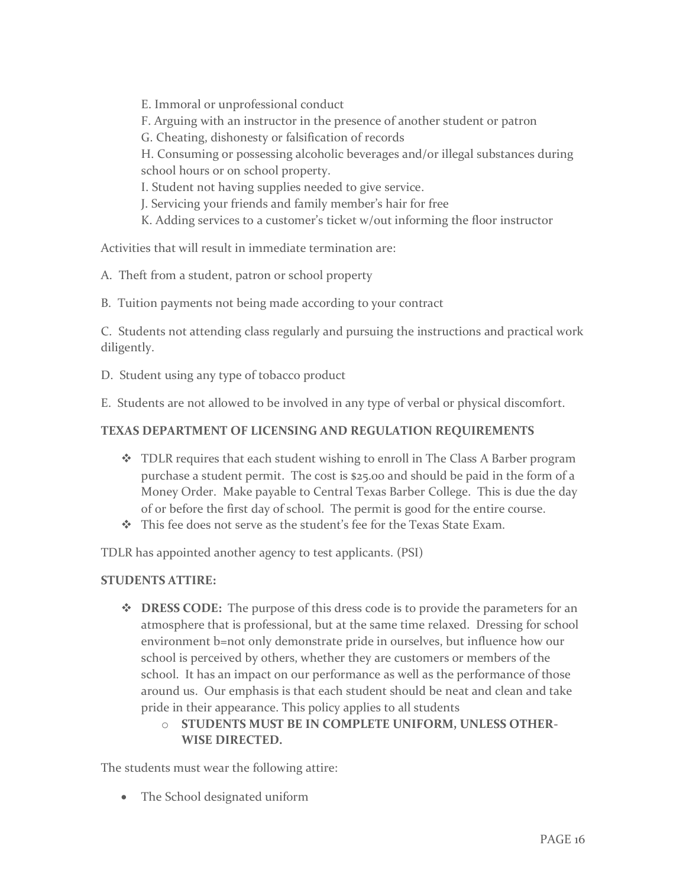E. Immoral or unprofessional conduct
F. Arguing with an instructor in the presence of another student or patron
G. Cheating, dishonesty or falsification of records
H. Consuming or possessing alcoholic beverages and/or illegal substances during school hours or on school property.
I. Student not having supplies needed to give service.
J. Servicing your friends and family member's hair for free
K. Adding services to a customer's ticket w/out informing the floor instructor

Activities that will result in immediate termination are:

A. Theft from a student, patron or school property

B. Tuition payments not being made according to your contract

C. Students not attending class regularly and pursuing the instructions and practical work diligently.

D. Student using any type of tobacco product

E. Students are not allowed to be involved in any type of verbal or physical discomfort.

**TEXAS DEPARTMENT OF LICENSING AND REGULATION REQUIREMENTS**

- TDLR requires that each student wishing to enroll in The Class A Barber program purchase a student permit. The cost is $25.00 and should be paid in the form of a Money Order. Make payable to Central Texas Barber College. This is due the day of or before the first day of school. The permit is good for the entire course.
- This fee does not serve as the student's fee for the Texas State Exam.

TDLR has appointed another agency to test applicants. (PSI)

**STUDENTS ATTIRE:**

- **DRESS CODE:** The purpose of this dress code is to provide the parameters for an atmosphere that is professional, but at the same time relaxed. Dressing for school environment b=not only demonstrate pride in ourselves, but influence how our school is perceived by others, whether they are customers or members of the school. It has an impact on our performance as well as the performance of those around us. Our emphasis is that each student should be neat and clean and take pride in their appearance. This policy applies to all students
    - **STUDENTS MUST BE IN COMPLETE UNIFORM, UNLESS OTHER-WISE DIRECTED.**

The students must wear the following attire:

- The School designated uniform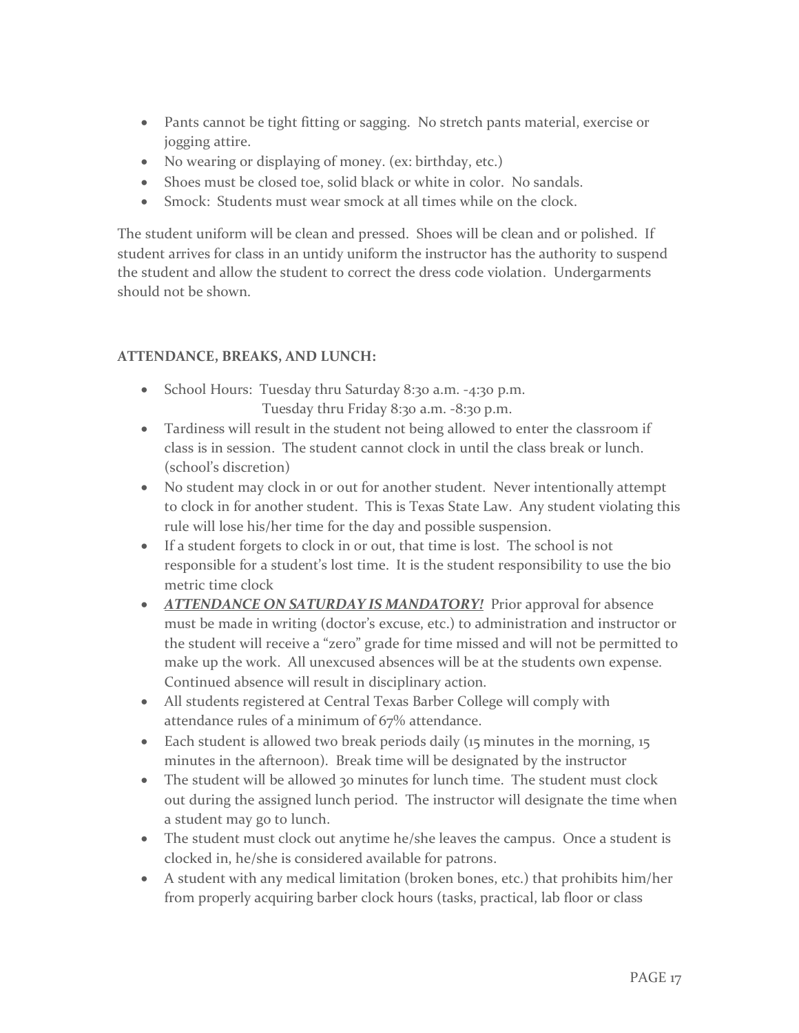- Pants cannot be tight fitting or sagging. No stretch pants material, exercise or jogging attire.
- No wearing or displaying of money. (ex: birthday, etc.)
- Shoes must be closed toe, solid black or white in color. No sandals.
- Smock: Students must wear smock at all times while on the clock.

The student uniform will be clean and pressed. Shoes will be clean and or polished. If student arrives for class in an untidy uniform the instructor has the authority to suspend the student and allow the student to correct the dress code violation. Undergarments should not be shown.

**ATTENDANCE, BREAKS, AND LUNCH:**

- School Hours: Tuesday thru Saturday 8:30 a.m. -4:30 p.m.
  Tuesday thru Friday 8:30 a.m. -8:30 p.m.
- Tardiness will result in the student not being allowed to enter the classroom if class is in session. The student cannot clock in until the class break or lunch. (school's discretion)
- No student may clock in or out for another student. Never intentionally attempt to clock in for another student. This is Texas State Law. Any student violating this rule will lose his/her time for the day and possible suspension.
- If a student forgets to clock in or out, that time is lost. The school is not responsible for a student's lost time. It is the student responsibility to use the bio metric time clock
- ***ATTENDANCE ON SATURDAY IS MANDATORY!*** Prior approval for absence must be made in writing (doctor's excuse, etc.) to administration and instructor or the student will receive a "zero" grade for time missed and will not be permitted to make up the work. All unexcused absences will be at the students own expense. Continued absence will result in disciplinary action.
- All students registered at Central Texas Barber College will comply with attendance rules of a minimum of 67% attendance.
- Each student is allowed two break periods daily (15 minutes in the morning, 15 minutes in the afternoon). Break time will be designated by the instructor
- The student will be allowed 30 minutes for lunch time. The student must clock out during the assigned lunch period. The instructor will designate the time when a student may go to lunch.
- The student must clock out anytime he/she leaves the campus. Once a student is clocked in, he/she is considered available for patrons.
- A student with any medical limitation (broken bones, etc.) that prohibits him/her from properly acquiring barber clock hours (tasks, practical, lab floor or class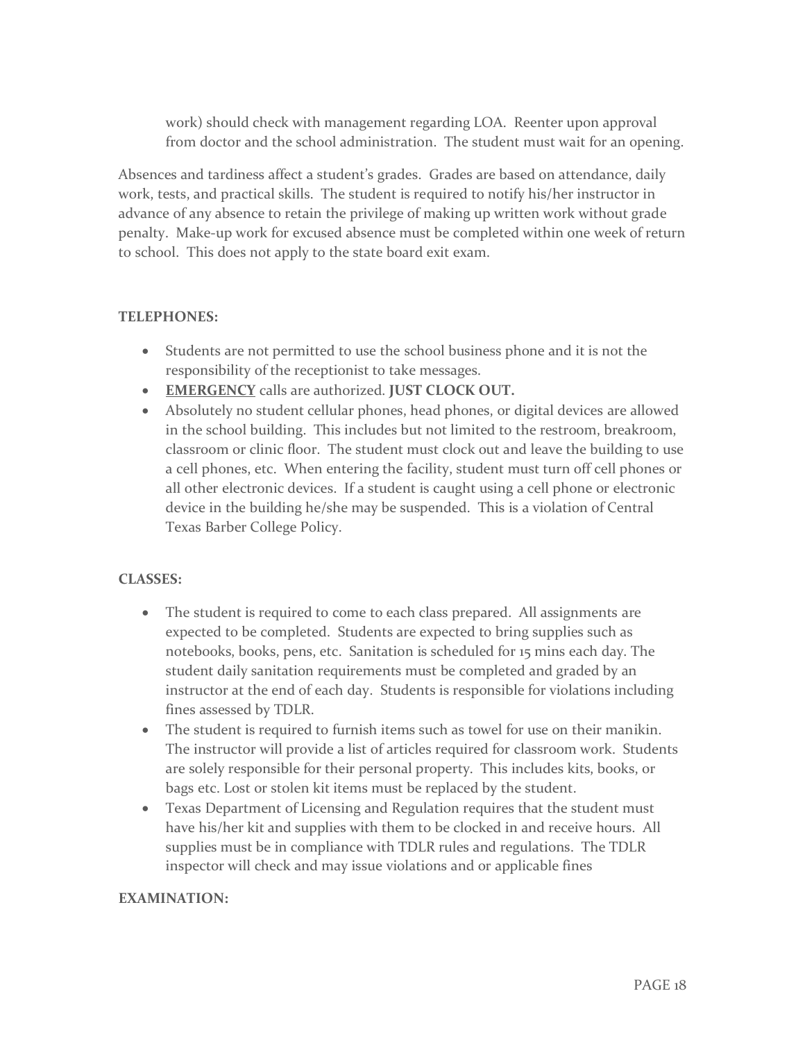work) should check with management regarding LOA. Reenter upon approval from doctor and the school administration. The student must wait for an opening.

Absences and tardiness affect a student's grades. Grades are based on attendance, daily work, tests, and practical skills. The student is required to notify his/her instructor in advance of any absence to retain the privilege of making up written work without grade penalty. Make-up work for excused absence must be completed within one week of return to school. This does not apply to the state board exit exam.

**TELEPHONES:**

- Students are not permitted to use the school business phone and it is not the responsibility of the receptionist to take messages.
- **EMERGENCY** calls are authorized. **JUST CLOCK OUT.**
- Absolutely no student cellular phones, head phones, or digital devices are allowed in the school building. This includes but not limited to the restroom, breakroom, classroom or clinic floor. The student must clock out and leave the building to use a cell phones, etc. When entering the facility, student must turn off cell phones or all other electronic devices. If a student is caught using a cell phone or electronic device in the building he/she may be suspended. This is a violation of Central Texas Barber College Policy.

**CLASSES:**

- The student is required to come to each class prepared. All assignments are expected to be completed. Students are expected to bring supplies such as notebooks, books, pens, etc. Sanitation is scheduled for 15 mins each day. The student daily sanitation requirements must be completed and graded by an instructor at the end of each day. Students is responsible for violations including fines assessed by TDLR.
- The student is required to furnish items such as towel for use on their manikin. The instructor will provide a list of articles required for classroom work. Students are solely responsible for their personal property. This includes kits, books, or bags etc. Lost or stolen kit items must be replaced by the student.
- Texas Department of Licensing and Regulation requires that the student must have his/her kit and supplies with them to be clocked in and receive hours. All supplies must be in compliance with TDLR rules and regulations. The TDLR inspector will check and may issue violations and or applicable fines

**EXAMINATION:**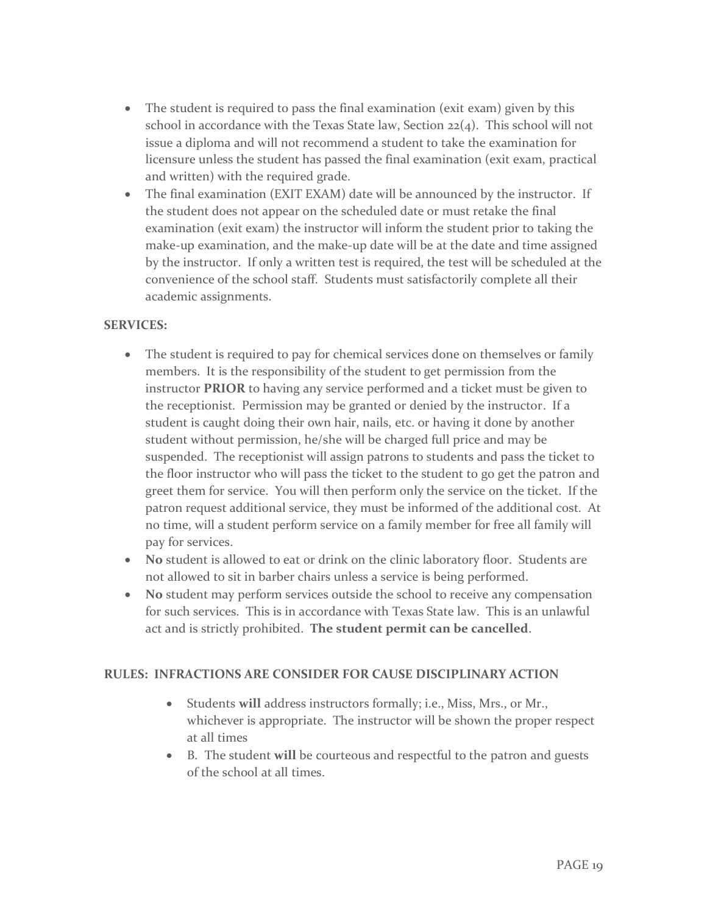- The student is required to pass the final examination (exit exam) given by this school in accordance with the Texas State law, Section 22(4). This school will not issue a diploma and will not recommend a student to take the examination for licensure unless the student has passed the final examination (exit exam, practical and written) with the required grade.
- The final examination (EXIT EXAM) date will be announced by the instructor. If the student does not appear on the scheduled date or must retake the final examination (exit exam) the instructor will inform the student prior to taking the make-up examination, and the make-up date will be at the date and time assigned by the instructor. If only a written test is required, the test will be scheduled at the convenience of the school staff. Students must satisfactorily complete all their academic assignments.

**SERVICES:**

- The student is required to pay for chemical services done on themselves or family members. It is the responsibility of the student to get permission from the instructor **PRIOR** to having any service performed and a ticket must be given to the receptionist. Permission may be granted or denied by the instructor. If a student is caught doing their own hair, nails, etc. or having it done by another student without permission, he/she will be charged full price and may be suspended. The receptionist will assign patrons to students and pass the ticket to the floor instructor who will pass the ticket to the student to go get the patron and greet them for service. You will then perform only the service on the ticket. If the patron request additional service, they must be informed of the additional cost. At no time, will a student perform service on a family member for free all family will pay for services.
- **No** student is allowed to eat or drink on the clinic laboratory floor. Students are not allowed to sit in barber chairs unless a service is being performed.
- **No** student may perform services outside the school to receive any compensation for such services. This is in accordance with Texas State law. This is an unlawful act and is strictly prohibited. **The student permit can be cancelled**.

**RULES: INFRACTIONS ARE CONSIDER FOR CAUSE DISCIPLINARY ACTION**

- Students **will** address instructors formally; i.e., Miss, Mrs., or Mr., whichever is appropriate. The instructor will be shown the proper respect at all times
- B. The student **will** be courteous and respectful to the patron and guests of the school at all times.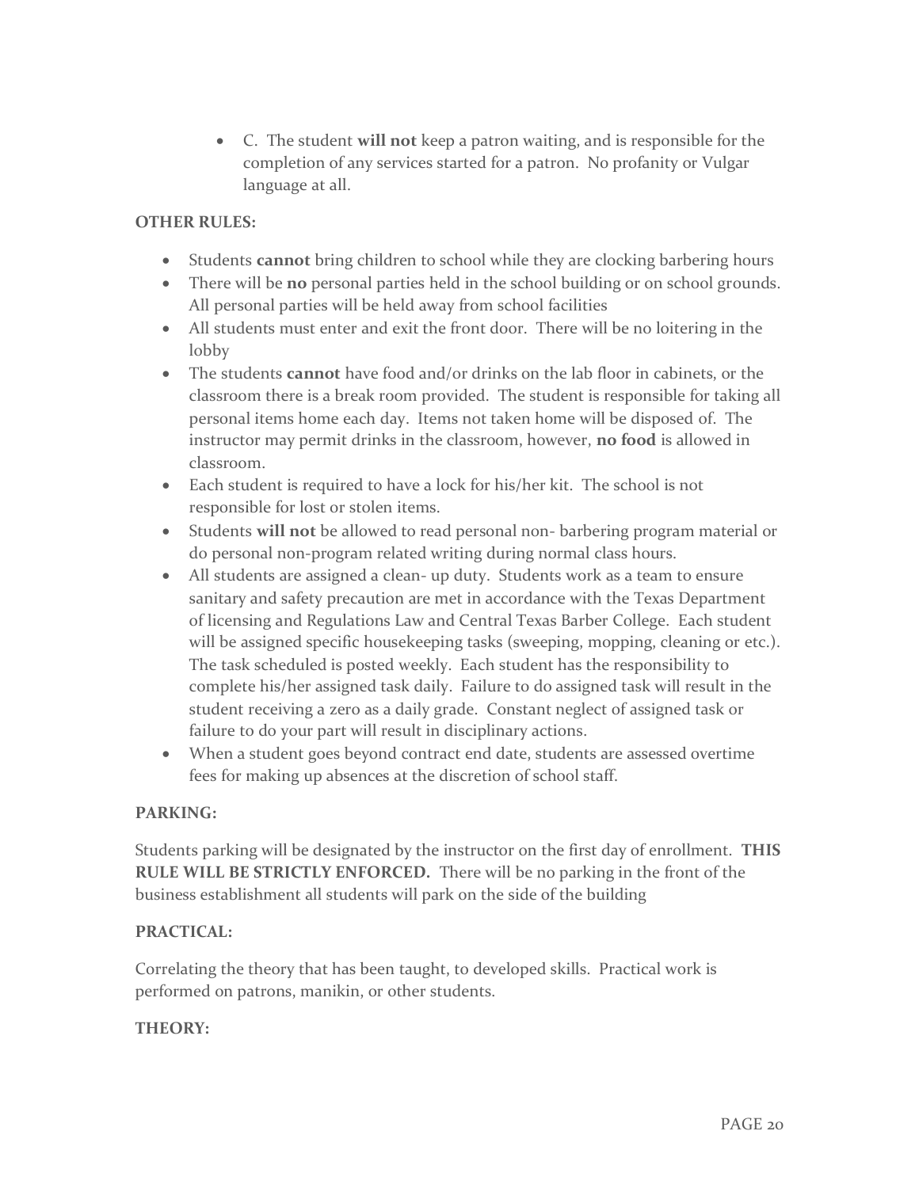- C. The student **will not** keep a patron waiting, and is responsible for the completion of any services started for a patron. No profanity or Vulgar language at all.

**OTHER RULES:**

- Students **cannot** bring children to school while they are clocking barbering hours
- There will be **no** personal parties held in the school building or on school grounds. All personal parties will be held away from school facilities
- All students must enter and exit the front door. There will be no loitering in the lobby
- The students **cannot** have food and/or drinks on the lab floor in cabinets, or the classroom there is a break room provided. The student is responsible for taking all personal items home each day. Items not taken home will be disposed of. The instructor may permit drinks in the classroom, however, **no food** is allowed in classroom.
- Each student is required to have a lock for his/her kit. The school is not responsible for lost or stolen items.
- Students **will not** be allowed to read personal non- barbering program material or do personal non-program related writing during normal class hours.
- All students are assigned a clean- up duty. Students work as a team to ensure sanitary and safety precaution are met in accordance with the Texas Department of licensing and Regulations Law and Central Texas Barber College. Each student will be assigned specific housekeeping tasks (sweeping, mopping, cleaning or etc.). The task scheduled is posted weekly. Each student has the responsibility to complete his/her assigned task daily. Failure to do assigned task will result in the student receiving a zero as a daily grade. Constant neglect of assigned task or failure to do your part will result in disciplinary actions.
- When a student goes beyond contract end date, students are assessed overtime fees for making up absences at the discretion of school staff.

**PARKING:**

Students parking will be designated by the instructor on the first day of enrollment. **THIS RULE WILL BE STRICTLY ENFORCED.** There will be no parking in the front of the business establishment all students will park on the side of the building

**PRACTICAL:**

Correlating the theory that has been taught, to developed skills. Practical work is performed on patrons, manikin, or other students.

**THEORY:**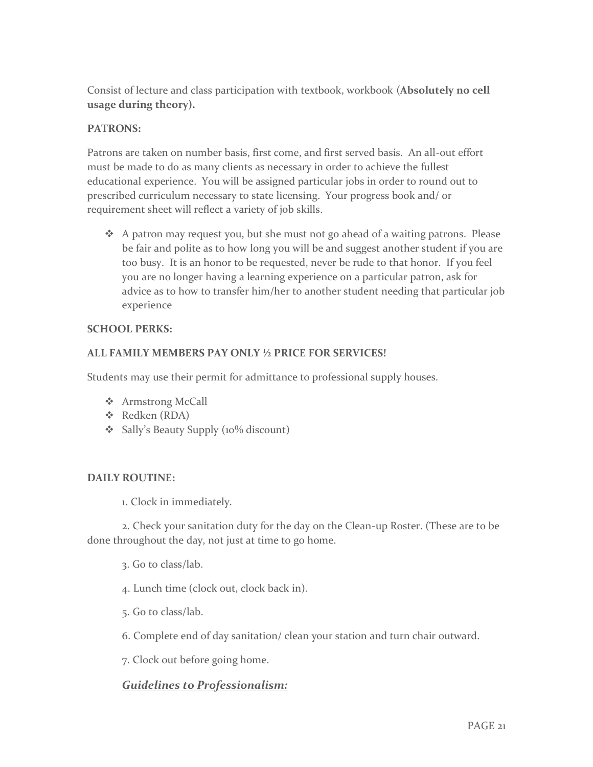Consist of lecture and class participation with textbook, workbook (**Absolutely no cell usage during theory).**

**PATRONS:**

Patrons are taken on number basis, first come, and first served basis. An all-out effort must be made to do as many clients as necessary in order to achieve the fullest educational experience. You will be assigned particular jobs in order to round out to prescribed curriculum necessary to state licensing. Your progress book and/ or requirement sheet will reflect a variety of job skills.

- A patron may request you, but she must not go ahead of a waiting patrons. Please be fair and polite as to how long you will be and suggest another student if you are too busy. It is an honor to be requested, never be rude to that honor. If you feel you are no longer having a learning experience on a particular patron, ask for advice as to how to transfer him/her to another student needing that particular job experience

**SCHOOL PERKS:**

**ALL FAMILY MEMBERS PAY ONLY ½ PRICE FOR SERVICES!**

Students may use their permit for admittance to professional supply houses.

- Armstrong McCall
- Redken (RDA)
- Sally's Beauty Supply (10% discount)

**DAILY ROUTINE:**

1. Clock in immediately.

2. Check your sanitation duty for the day on the Clean-up Roster. (These are to be done throughout the day, not just at time to go home.

3. Go to class/lab.

4. Lunch time (clock out, clock back in).

5. Go to class/lab.

6. Complete end of day sanitation/ clean your station and turn chair outward.

7. Clock out before going home.

***Guidelines to Professionalism:***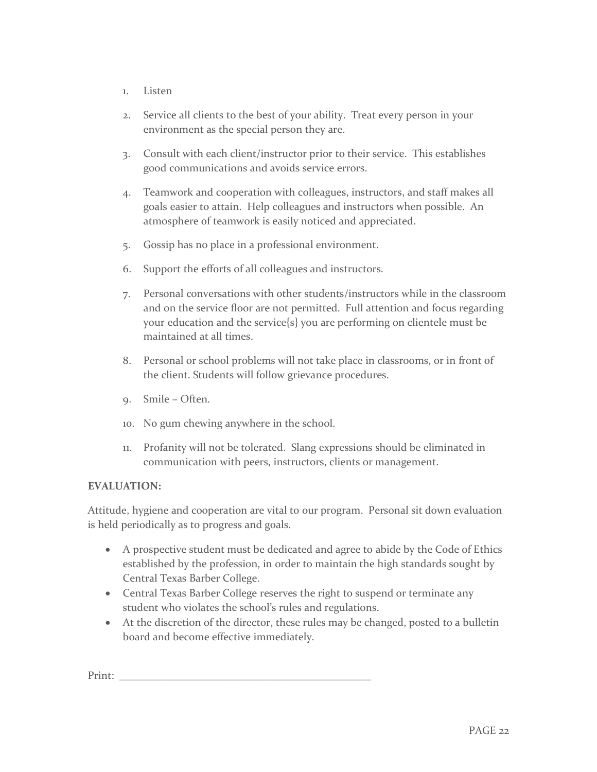1. Listen
2. Service all clients to the best of your ability. Treat every person in your environment as the special person they are.
3. Consult with each client/instructor prior to their service. This establishes good communications and avoids service errors.
4. Teamwork and cooperation with colleagues, instructors, and staff makes all goals easier to attain. Help colleagues and instructors when possible. An atmosphere of teamwork is easily noticed and appreciated.
5. Gossip has no place in a professional environment.
6. Support the efforts of all colleagues and instructors.
7. Personal conversations with other students/instructors while in the classroom and on the service floor are not permitted. Full attention and focus regarding your education and the service{s} you are performing on clientele must be maintained at all times.
8. Personal or school problems will not take place in classrooms, or in front of the client. Students will follow grievance procedures.
9. Smile – Often.
10. No gum chewing anywhere in the school.
11. Profanity will not be tolerated. Slang expressions should be eliminated in communication with peers, instructors, clients or management.

**EVALUATION:**

Attitude, hygiene and cooperation are vital to our program. Personal sit down evaluation is held periodically as to progress and goals.

- A prospective student must be dedicated and agree to abide by the Code of Ethics established by the profession, in order to maintain the high standards sought by Central Texas Barber College.
- Central Texas Barber College reserves the right to suspend or terminate any student who violates the school's rules and regulations.
- At the discretion of the director, these rules may be changed, posted to a bulletin board and become effective immediately.

Print: _______________________________________________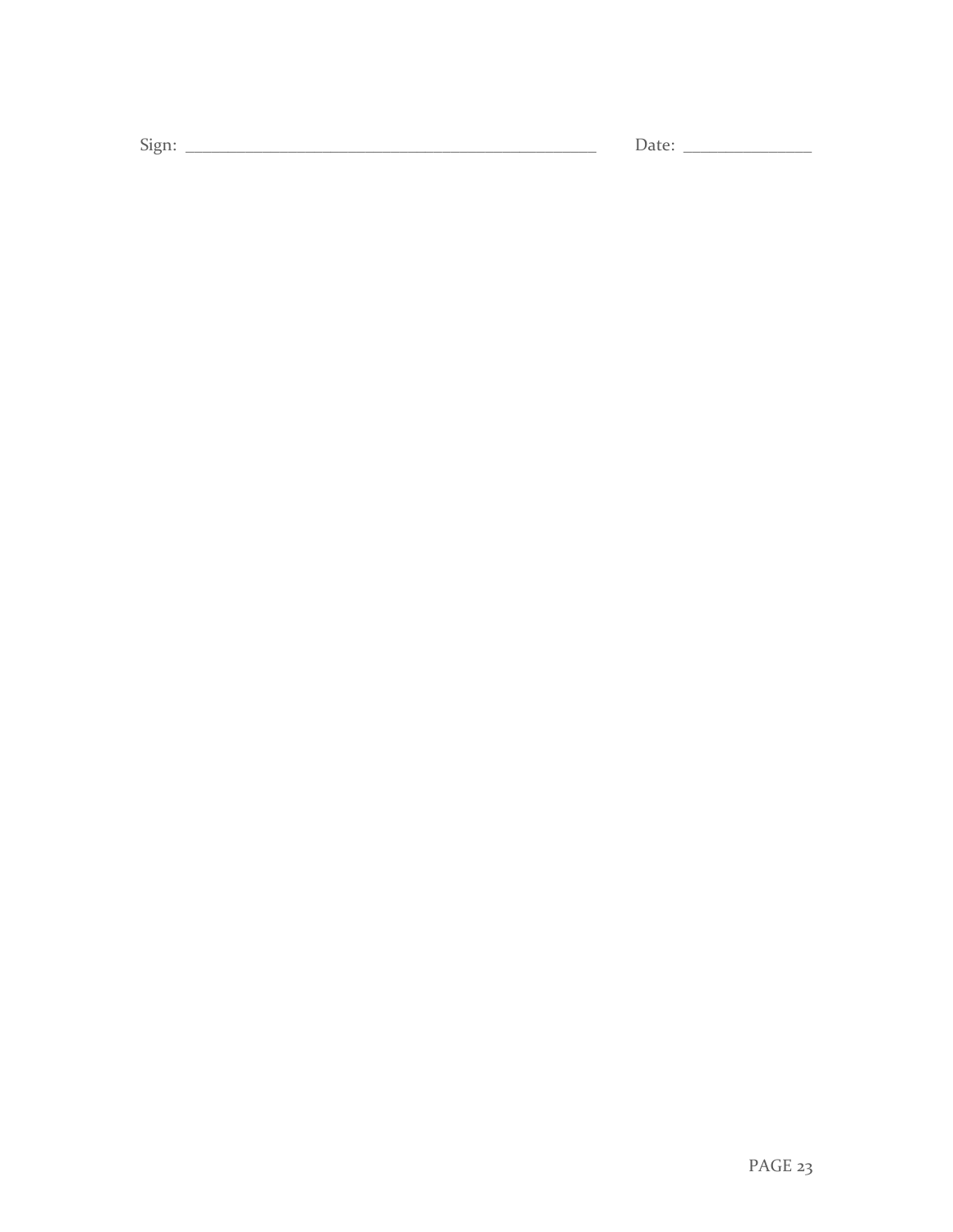Sign: _______________________________________________ Date: ______________